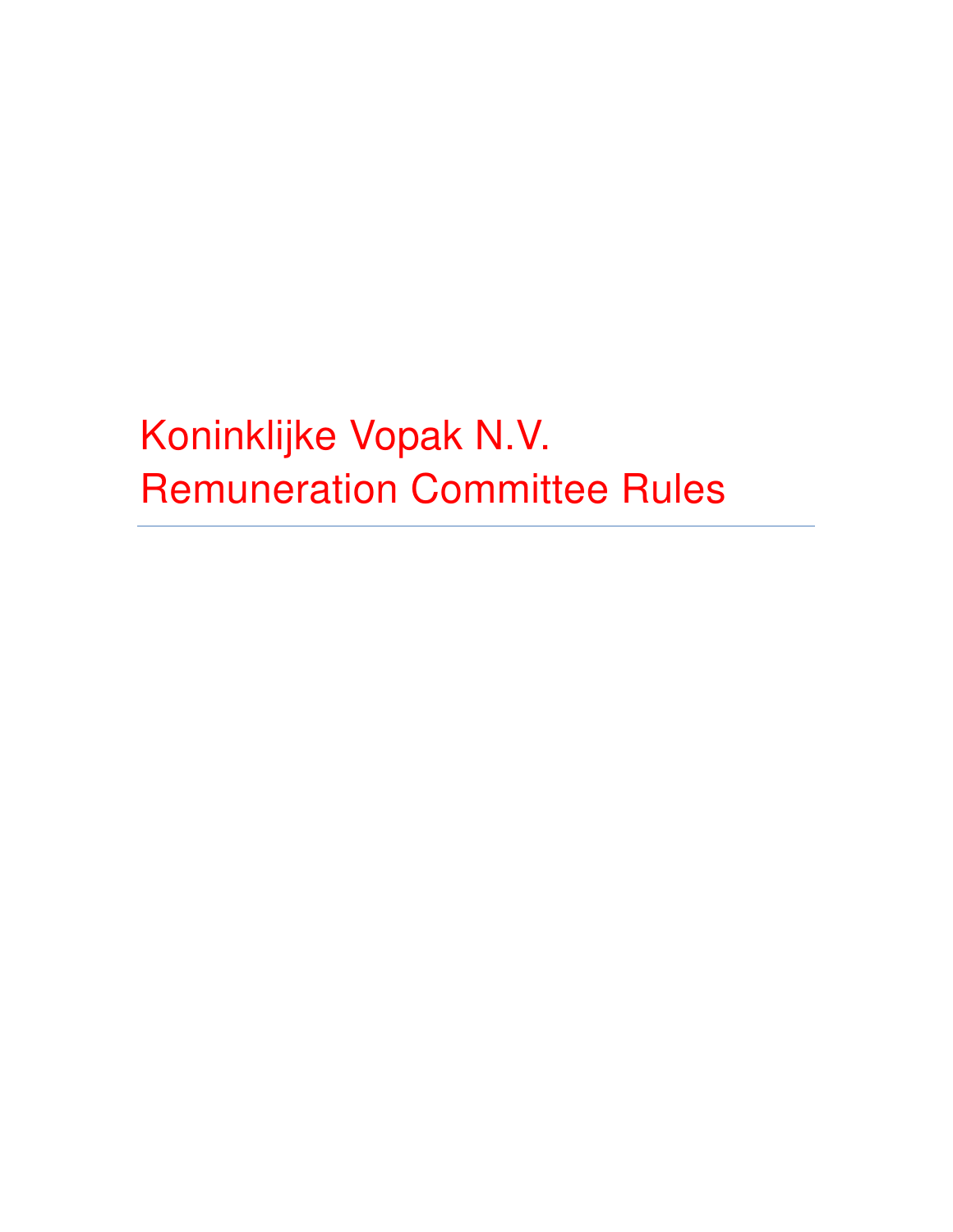# Koninklijke Vopak N.V.
# Remuneration Committee Rules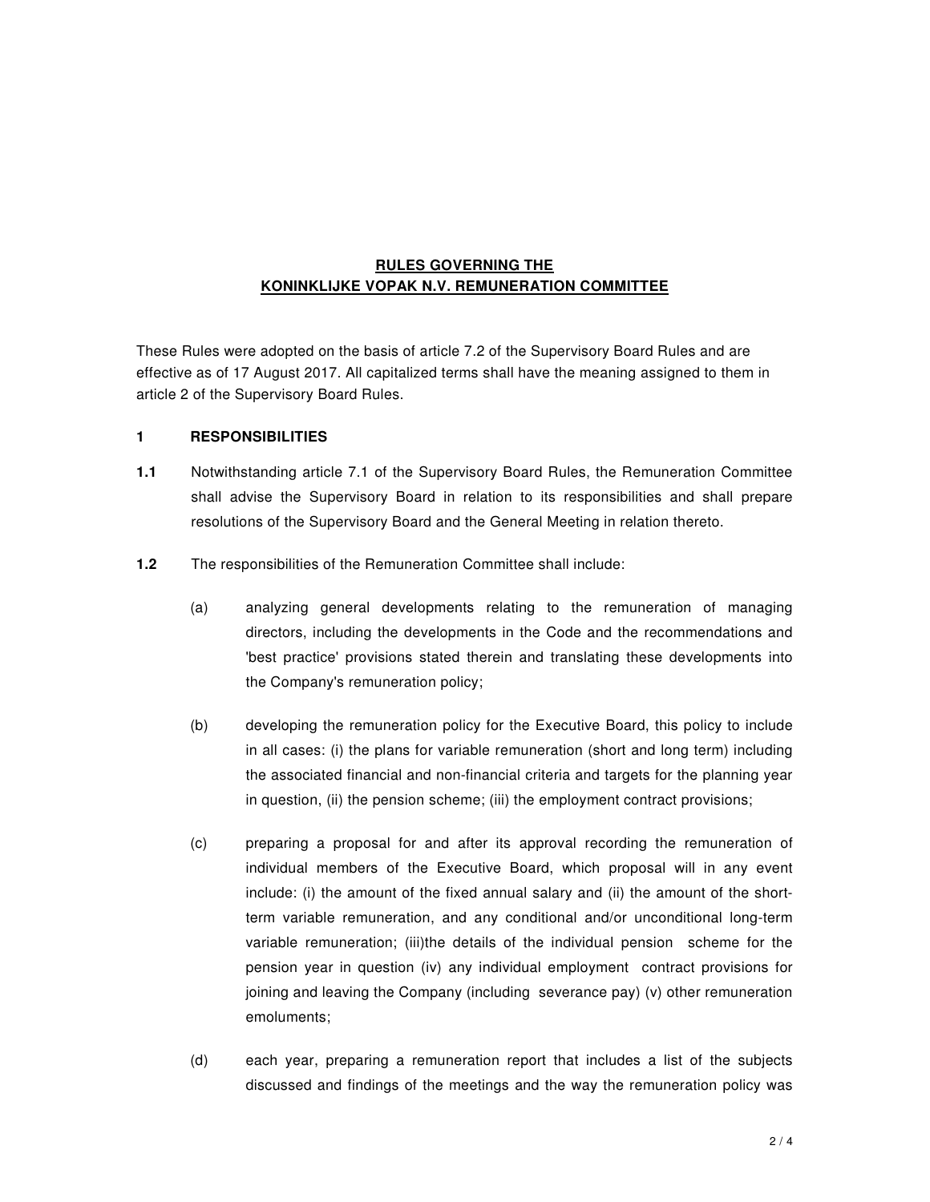**RULES GOVERNING THE KONINKLIJKE VOPAK N.V. REMUNERATION COMMITTEE**

These Rules were adopted on the basis of article 7.2 of the Supervisory Board Rules and are effective as of 17 August 2017. All capitalized terms shall have the meaning assigned to them in article 2 of the Supervisory Board Rules.

## 1 RESPONSIBILITIES

**1.1** Notwithstanding article 7.1 of the Supervisory Board Rules, the Remuneration Committee shall advise the Supervisory Board in relation to its responsibilities and shall prepare resolutions of the Supervisory Board and the General Meeting in relation thereto.

**1.2** The responsibilities of the Remuneration Committee shall include:

(a) analyzing general developments relating to the remuneration of managing directors, including the developments in the Code and the recommendations and 'best practice' provisions stated therein and translating these developments into the Company's remuneration policy;

(b) developing the remuneration policy for the Executive Board, this policy to include in all cases: (i) the plans for variable remuneration (short and long term) including the associated financial and non-financial criteria and targets for the planning year in question, (ii) the pension scheme; (iii) the employment contract provisions;

(c) preparing a proposal for and after its approval recording the remuneration of individual members of the Executive Board, which proposal will in any event include: (i) the amount of the fixed annual salary and (ii) the amount of the short-term variable remuneration, and any conditional and/or unconditional long-term variable remuneration; (iii)the details of the individual pension scheme for the pension year in question (iv) any individual employment contract provisions for joining and leaving the Company (including severance pay) (v) other remuneration emoluments;

(d) each year, preparing a remuneration report that includes a list of the subjects discussed and findings of the meetings and the way the remuneration policy was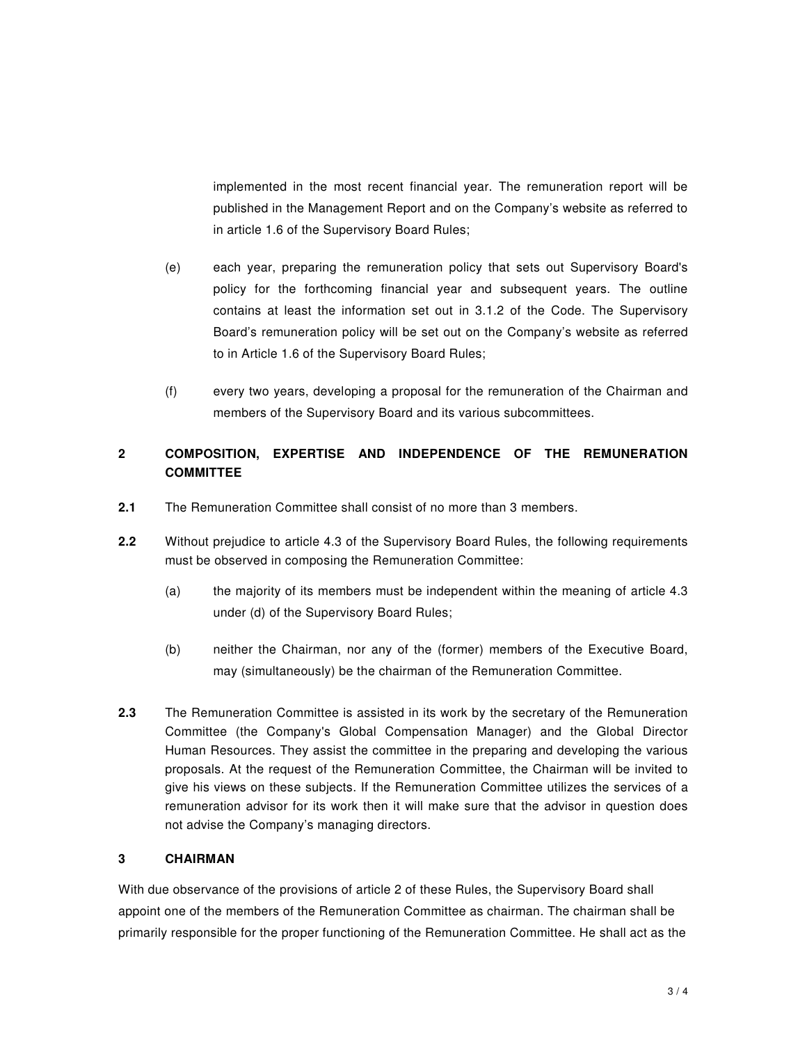implemented in the most recent financial year. The remuneration report will be published in the Management Report and on the Company's website as referred to in article 1.6 of the Supervisory Board Rules;

(e) each year, preparing the remuneration policy that sets out Supervisory Board's policy for the forthcoming financial year and subsequent years. The outline contains at least the information set out in 3.1.2 of the Code. The Supervisory Board's remuneration policy will be set out on the Company's website as referred to in Article 1.6 of the Supervisory Board Rules;

(f) every two years, developing a proposal for the remuneration of the Chairman and members of the Supervisory Board and its various subcommittees.

## 2 COMPOSITION, EXPERTISE AND INDEPENDENCE OF THE REMUNERATION COMMITTEE

**2.1** The Remuneration Committee shall consist of no more than 3 members.

**2.2** Without prejudice to article 4.3 of the Supervisory Board Rules, the following requirements must be observed in composing the Remuneration Committee:

(a) the majority of its members must be independent within the meaning of article 4.3 under (d) of the Supervisory Board Rules;

(b) neither the Chairman, nor any of the (former) members of the Executive Board, may (simultaneously) be the chairman of the Remuneration Committee.

**2.3** The Remuneration Committee is assisted in its work by the secretary of the Remuneration Committee (the Company's Global Compensation Manager) and the Global Director Human Resources. They assist the committee in the preparing and developing the various proposals. At the request of the Remuneration Committee, the Chairman will be invited to give his views on these subjects. If the Remuneration Committee utilizes the services of a remuneration advisor for its work then it will make sure that the advisor in question does not advise the Company's managing directors.

## 3 CHAIRMAN

With due observance of the provisions of article 2 of these Rules, the Supervisory Board shall appoint one of the members of the Remuneration Committee as chairman. The chairman shall be primarily responsible for the proper functioning of the Remuneration Committee. He shall act as the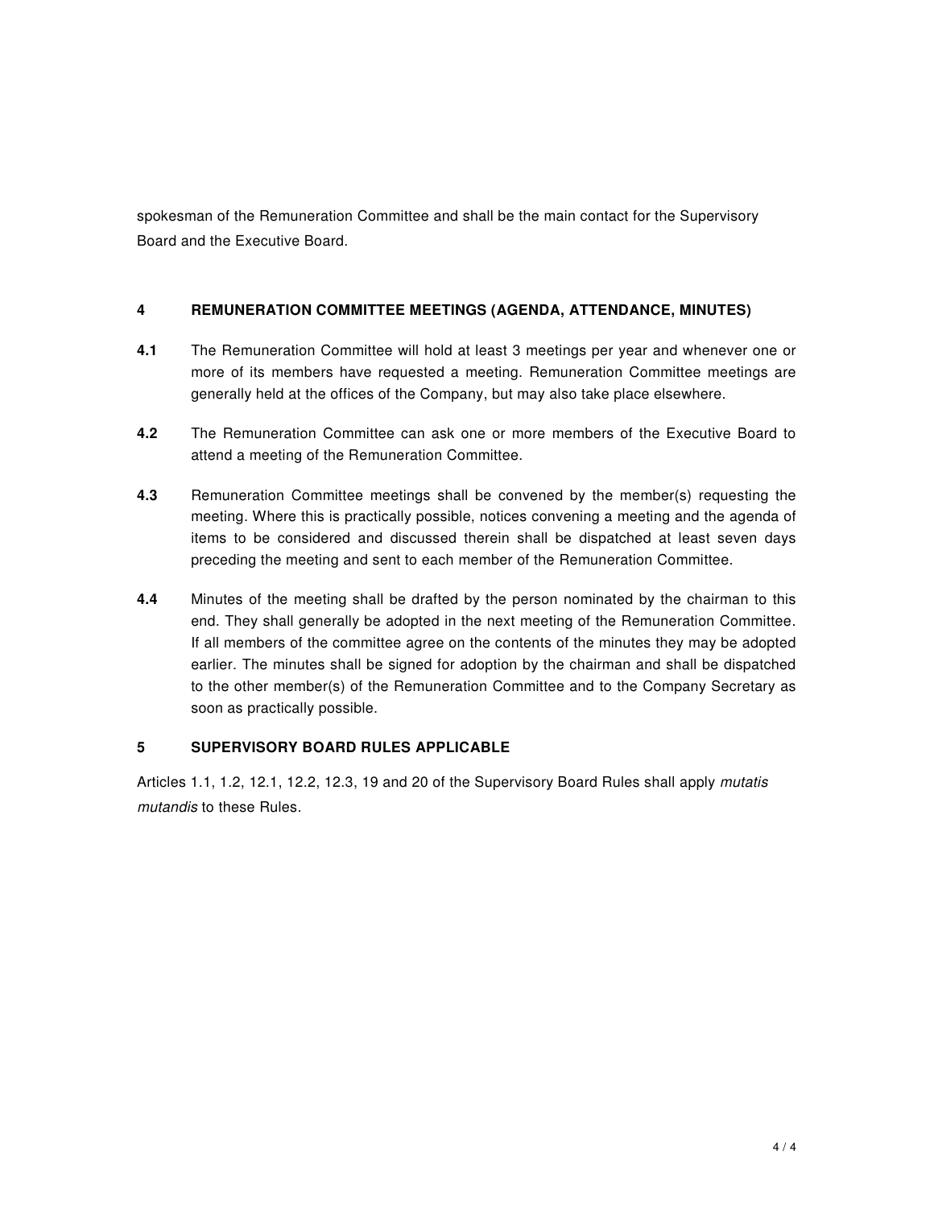spokesman of the Remuneration Committee and shall be the main contact for the Supervisory Board and the Executive Board.

## 4 REMUNERATION COMMITTEE MEETINGS (AGENDA, ATTENDANCE, MINUTES)

**4.1** The Remuneration Committee will hold at least 3 meetings per year and whenever one or more of its members have requested a meeting. Remuneration Committee meetings are generally held at the offices of the Company, but may also take place elsewhere.

**4.2** The Remuneration Committee can ask one or more members of the Executive Board to attend a meeting of the Remuneration Committee.

**4.3** Remuneration Committee meetings shall be convened by the member(s) requesting the meeting. Where this is practically possible, notices convening a meeting and the agenda of items to be considered and discussed therein shall be dispatched at least seven days preceding the meeting and sent to each member of the Remuneration Committee.

**4.4** Minutes of the meeting shall be drafted by the person nominated by the chairman to this end. They shall generally be adopted in the next meeting of the Remuneration Committee. If all members of the committee agree on the contents of the minutes they may be adopted earlier. The minutes shall be signed for adoption by the chairman and shall be dispatched to the other member(s) of the Remuneration Committee and to the Company Secretary as soon as practically possible.

## 5 SUPERVISORY BOARD RULES APPLICABLE

Articles 1.1, 1.2, 12.1, 12.2, 12.3, 19 and 20 of the Supervisory Board Rules shall apply *mutatis mutandis* to these Rules.